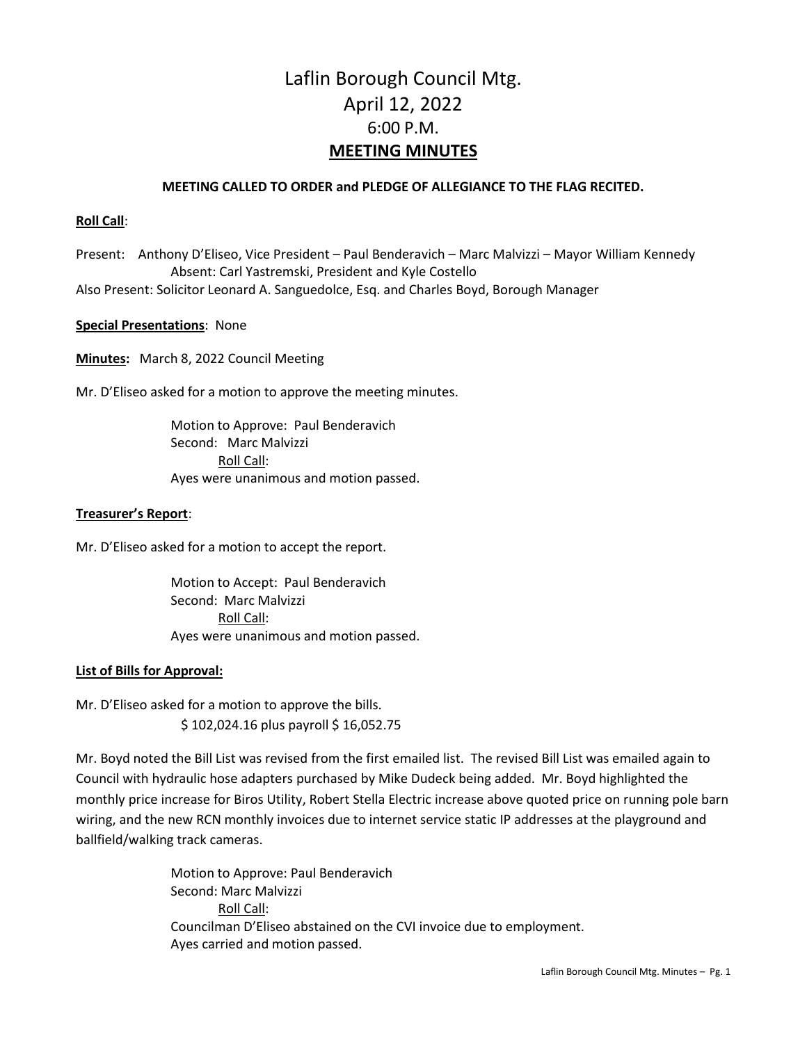# Laflin Borough Council Mtg.
# April 12, 2022
# 6:00 P.M.
# MEETING MINUTES

**MEETING CALLED TO ORDER and PLEDGE OF ALLEGIANCE TO THE FLAG RECITED.**

**Roll Call**:

Present: Anthony D'Eliseo, Vice President – Paul Benderavich – Marc Malvizzi – Mayor William Kennedy
Absent: Carl Yastremski, President and Kyle Costello
Also Present: Solicitor Leonard A. Sanguedolce, Esq. and Charles Boyd, Borough Manager

**Special Presentations**: None

**Minutes:** March 8, 2022 Council Meeting

Mr. D'Eliseo asked for a motion to approve the meeting minutes.

Motion to Approve: Paul Benderavich
Second: Marc Malvizzi
Roll Call:
Ayes were unanimous and motion passed.

**Treasurer's Report**:

Mr. D'Eliseo asked for a motion to accept the report.

Motion to Accept: Paul Benderavich
Second: Marc Malvizzi
Roll Call:
Ayes were unanimous and motion passed.

**List of Bills for Approval:**

Mr. D'Eliseo asked for a motion to approve the bills.
$ 102,024.16 plus payroll $ 16,052.75

Mr. Boyd noted the Bill List was revised from the first emailed list. The revised Bill List was emailed again to Council with hydraulic hose adapters purchased by Mike Dudeck being added. Mr. Boyd highlighted the monthly price increase for Biros Utility, Robert Stella Electric increase above quoted price on running pole barn wiring, and the new RCN monthly invoices due to internet service static IP addresses at the playground and ballfield/walking track cameras.

Motion to Approve: Paul Benderavich
Second: Marc Malvizzi
Roll Call:
Councilman D'Eliseo abstained on the CVI invoice due to employment.
Ayes carried and motion passed.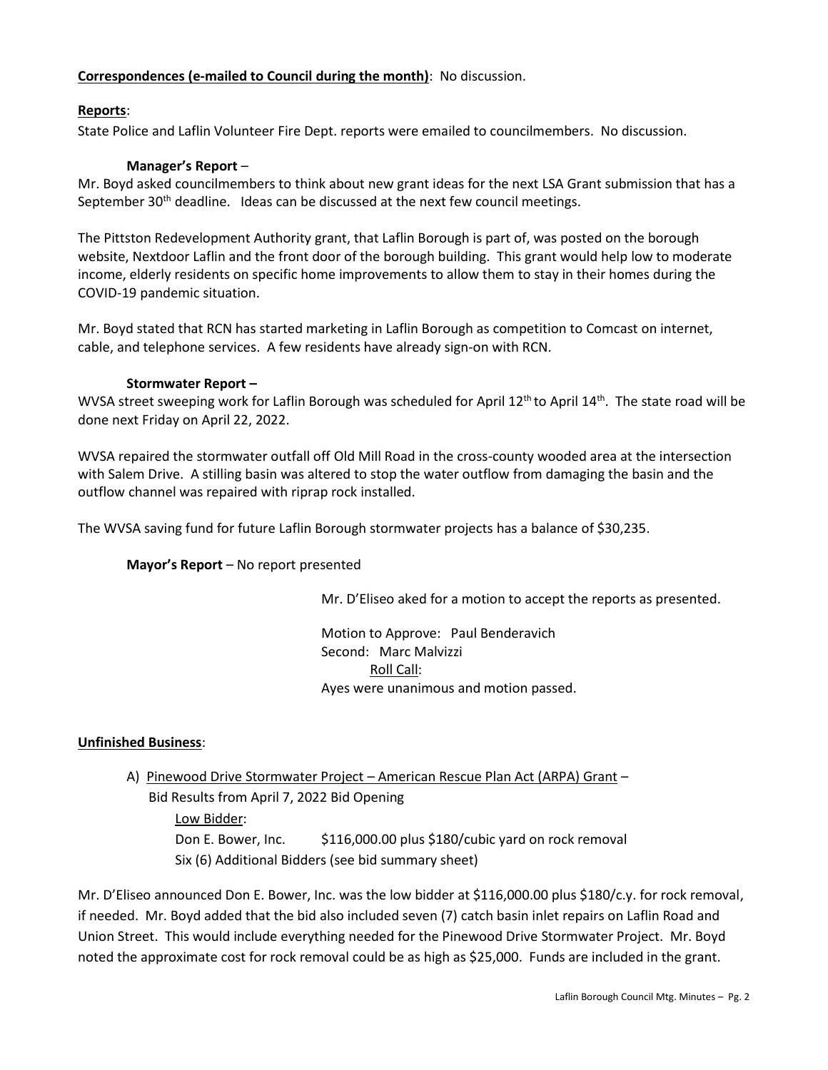**Correspondences (e-mailed to Council during the month)**: No discussion.

**Reports**:

State Police and Laflin Volunteer Fire Dept. reports were emailed to councilmembers. No discussion.

**Manager's Report** –

Mr. Boyd asked councilmembers to think about new grant ideas for the next LSA Grant submission that has a September 30th deadline. Ideas can be discussed at the next few council meetings.

The Pittston Redevelopment Authority grant, that Laflin Borough is part of, was posted on the borough website, Nextdoor Laflin and the front door of the borough building. This grant would help low to moderate income, elderly residents on specific home improvements to allow them to stay in their homes during the COVID-19 pandemic situation.

Mr. Boyd stated that RCN has started marketing in Laflin Borough as competition to Comcast on internet, cable, and telephone services. A few residents have already sign-on with RCN.

**Stormwater Report –**

WVSA street sweeping work for Laflin Borough was scheduled for April 12th to April 14th. The state road will be done next Friday on April 22, 2022.

WVSA repaired the stormwater outfall off Old Mill Road in the cross-county wooded area at the intersection with Salem Drive. A stilling basin was altered to stop the water outflow from damaging the basin and the outflow channel was repaired with riprap rock installed.

The WVSA saving fund for future Laflin Borough stormwater projects has a balance of $30,235.

**Mayor's Report** – No report presented

Mr. D'Eliseo aked for a motion to accept the reports as presented.

Motion to Approve: Paul Benderavich
Second: Marc Malvizzi
Roll Call:
Ayes were unanimous and motion passed.

**Unfinished Business**:

A) Pinewood Drive Stormwater Project – American Rescue Plan Act (ARPA) Grant –
Bid Results from April 7, 2022 Bid Opening
Low Bidder:
Don E. Bower, Inc. $116,000.00 plus $180/cubic yard on rock removal
Six (6) Additional Bidders (see bid summary sheet)

Mr. D'Eliseo announced Don E. Bower, Inc. was the low bidder at $116,000.00 plus $180/c.y. for rock removal, if needed. Mr. Boyd added that the bid also included seven (7) catch basin inlet repairs on Laflin Road and Union Street. This would include everything needed for the Pinewood Drive Stormwater Project. Mr. Boyd noted the approximate cost for rock removal could be as high as $25,000. Funds are included in the grant.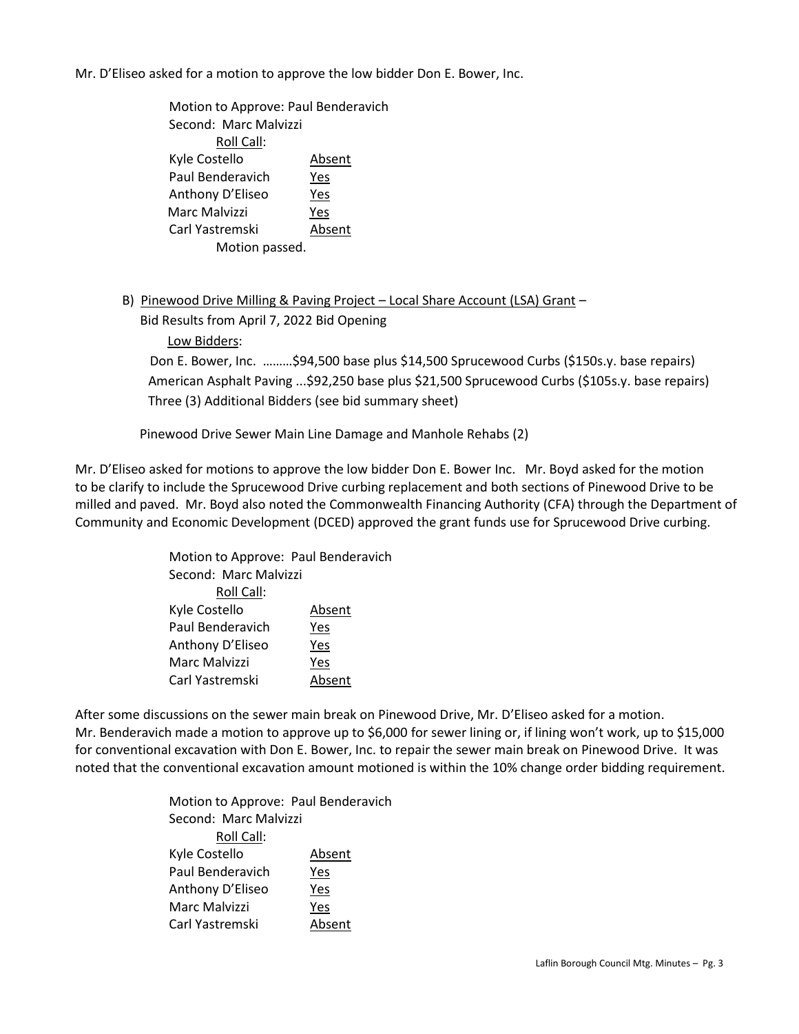Mr. D'Eliseo asked for a motion to approve the low bidder Don E. Bower, Inc.

Motion to Approve: Paul Benderavich
Second: Marc Malvizzi

Roll Call:

| | |
|---|---|
| Kyle Costello | Absent |
| Paul Benderavich | Yes |
| Anthony D'Eliseo | Yes |
| Marc Malvizzi | Yes |
| Carl Yastremski | Absent |

Motion passed.

B) Pinewood Drive Milling & Paving Project – Local Share Account (LSA) Grant – Bid Results from April 7, 2022 Bid Opening

Low Bidders:

Don E. Bower, Inc. ………$94,500 base plus $14,500 Sprucewood Curbs ($150s.y. base repairs)
American Asphalt Paving ...$92,250 base plus $21,500 Sprucewood Curbs ($105s.y. base repairs)
Three (3) Additional Bidders (see bid summary sheet)

Pinewood Drive Sewer Main Line Damage and Manhole Rehabs (2)

Mr. D'Eliseo asked for motions to approve the low bidder Don E. Bower Inc. Mr. Boyd asked for the motion to be clarify to include the Sprucewood Drive curbing replacement and both sections of Pinewood Drive to be milled and paved. Mr. Boyd also noted the Commonwealth Financing Authority (CFA) through the Department of Community and Economic Development (DCED) approved the grant funds use for Sprucewood Drive curbing.

Motion to Approve: Paul Benderavich
Second: Marc Malvizzi

Roll Call:

| | |
|---|---|
| Kyle Costello | Absent |
| Paul Benderavich | Yes |
| Anthony D'Eliseo | Yes |
| Marc Malvizzi | Yes |
| Carl Yastremski | Absent |

After some discussions on the sewer main break on Pinewood Drive, Mr. D'Eliseo asked for a motion. Mr. Benderavich made a motion to approve up to $6,000 for sewer lining or, if lining won't work, up to $15,000 for conventional excavation with Don E. Bower, Inc. to repair the sewer main break on Pinewood Drive. It was noted that the conventional excavation amount motioned is within the 10% change order bidding requirement.

Motion to Approve: Paul Benderavich
Second: Marc Malvizzi

Roll Call:

| | |
|---|---|
| Kyle Costello | Absent |
| Paul Benderavich | Yes |
| Anthony D'Eliseo | Yes |
| Marc Malvizzi | Yes |
| Carl Yastremski | Absent |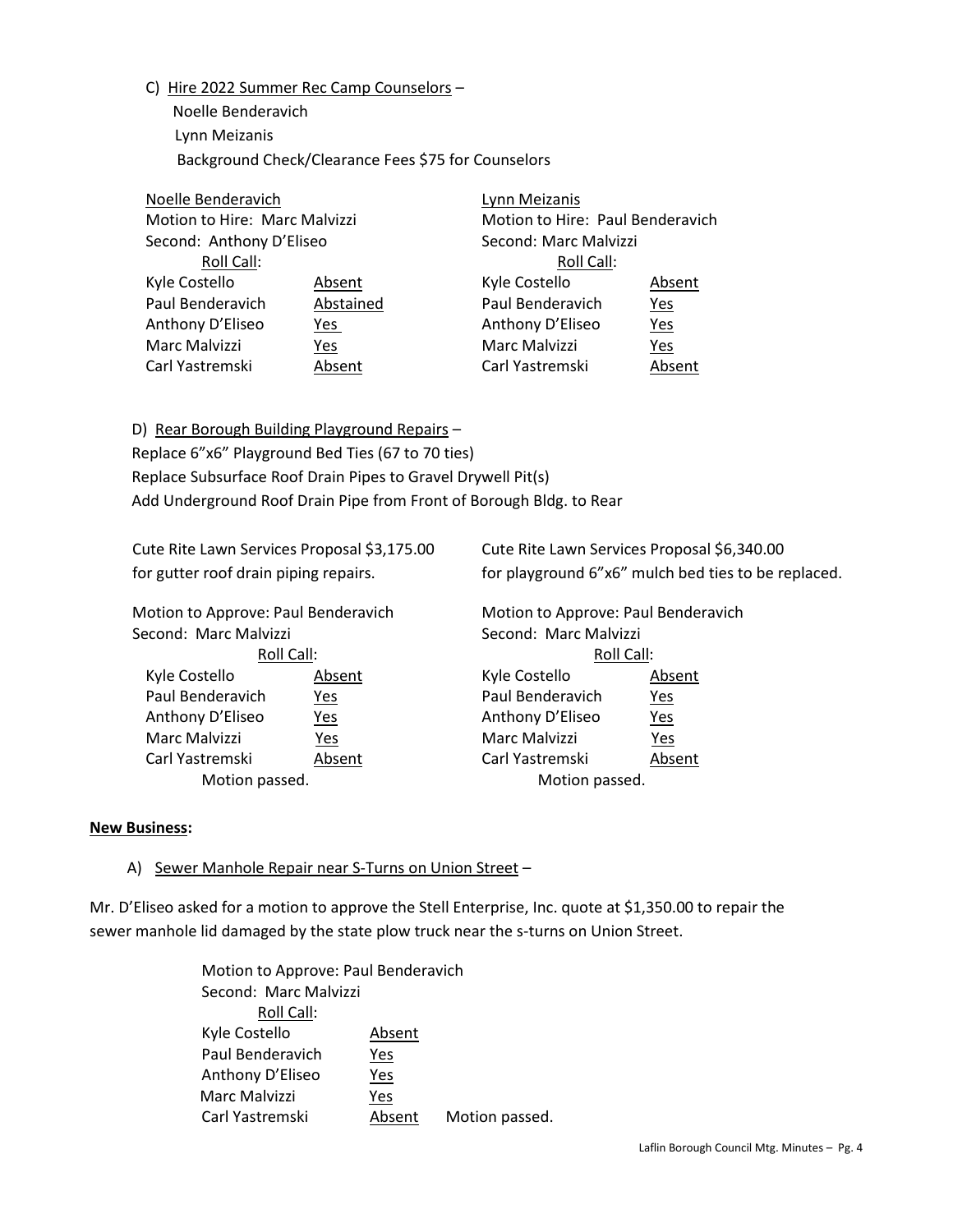C) <u>Hire 2022 Summer Rec Camp Counselors</u> –

Noelle Benderavich
Lynn Meizanis
Background Check/Clearance Fees $75 for Counselors

<u>Noelle Benderavich</u>
Motion to Hire: Marc Malvizzi
Second: Anthony D'Eliseo
<u>Roll Call</u>:

| | |
|---|---|
| Kyle Costello | Absent |
| Paul Benderavich | Abstained |
| Anthony D'Eliseo | Yes |
| Marc Malvizzi | Yes |
| Carl Yastremski | Absent |

<u>Lynn Meizanis</u>
Motion to Hire: Paul Benderavich
Second: Marc Malvizzi
<u>Roll Call</u>:

| | |
|---|---|
| Kyle Costello | Absent |
| Paul Benderavich | Yes |
| Anthony D'Eliseo | Yes |
| Marc Malvizzi | Yes |
| Carl Yastremski | Absent |

D) <u>Rear Borough Building Playground Repairs</u> –

Replace 6"x6" Playground Bed Ties (67 to 70 ties)
Replace Subsurface Roof Drain Pipes to Gravel Drywell Pit(s)
Add Underground Roof Drain Pipe from Front of Borough Bldg. to Rear

Cute Rite Lawn Services Proposal $3,175.00 for gutter roof drain piping repairs.

Motion to Approve: Paul Benderavich
Second: Marc Malvizzi
<u>Roll Call</u>:

| | |
|---|---|
| Kyle Costello | Absent |
| Paul Benderavich | Yes |
| Anthony D'Eliseo | Yes |
| Marc Malvizzi | Yes |
| Carl Yastremski | Absent |

Motion passed.

Cute Rite Lawn Services Proposal $6,340.00 for playground 6"x6" mulch bed ties to be replaced.

Motion to Approve: Paul Benderavich
Second: Marc Malvizzi
<u>Roll Call</u>:

| | |
|---|---|
| Kyle Costello | Absent |
| Paul Benderavich | Yes |
| Anthony D'Eliseo | Yes |
| Marc Malvizzi | Yes |
| Carl Yastremski | Absent |

Motion passed.

**<u>New Business</u>:**

A) <u>Sewer Manhole Repair near S-Turns on Union Street</u> –

Mr. D'Eliseo asked for a motion to approve the Stell Enterprise, Inc. quote at $1,350.00 to repair the sewer manhole lid damaged by the state plow truck near the s-turns on Union Street.

Motion to Approve: Paul Benderavich
Second: Marc Malvizzi
<u>Roll Call</u>:

| | |
|---|---|
| Kyle Costello | Absent |
| Paul Benderavich | Yes |
| Anthony D'Eliseo | Yes |
| Marc Malvizzi | Yes |
| Carl Yastremski | Absent |

Motion passed.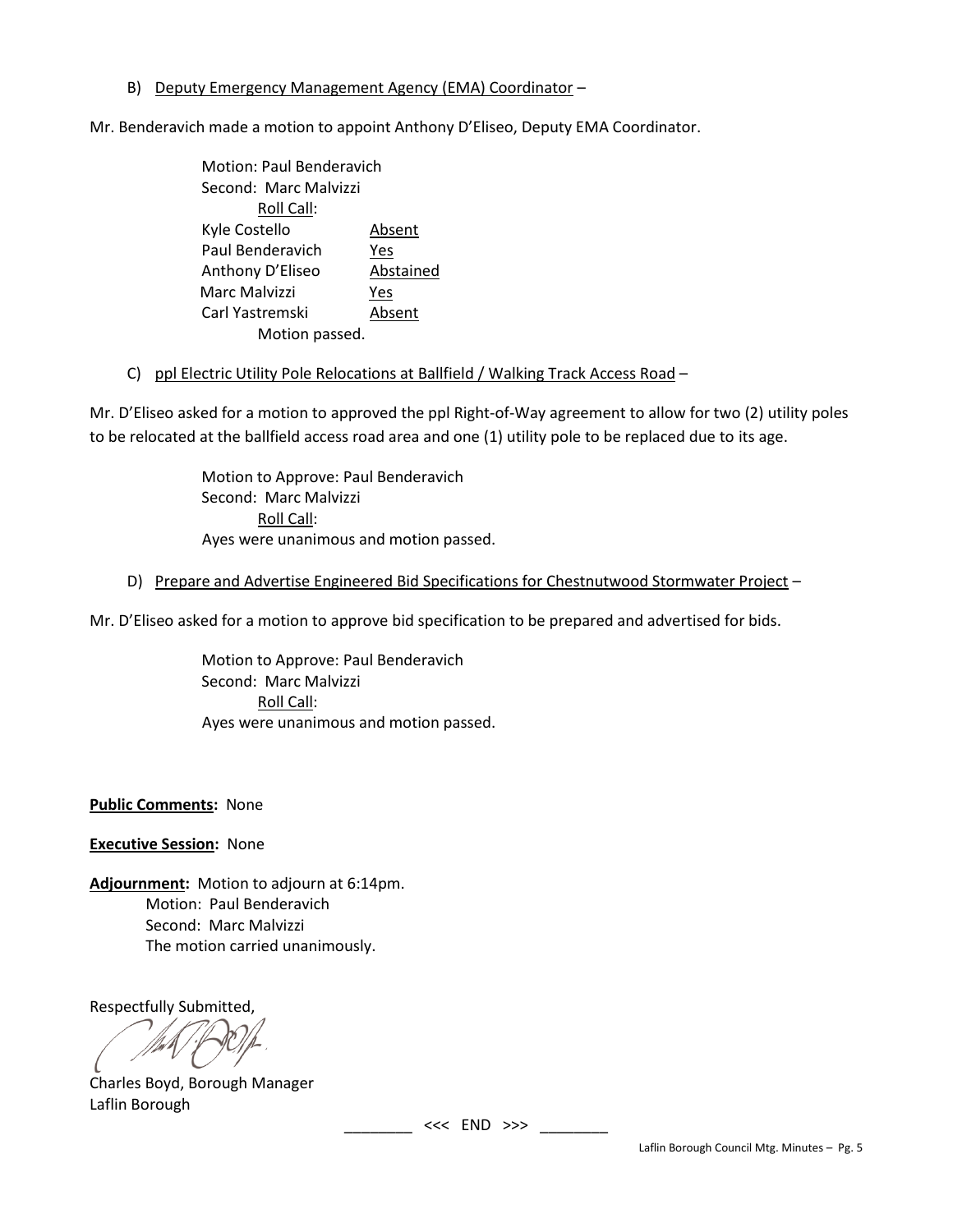B) <u>Deputy Emergency Management Agency (EMA) Coordinator</u> –

Mr. Benderavich made a motion to appoint Anthony D'Eliseo, Deputy EMA Coordinator.

Motion: Paul Benderavich
Second: Marc Malvizzi
<u>Roll Call</u>:

| | |
|---|---|
| Kyle Costello | <u>Absent</u> |
| Paul Benderavich | <u>Yes</u> |
| Anthony D'Eliseo | <u>Abstained</u> |
| Marc Malvizzi | <u>Yes</u> |
| Carl Yastremski | <u>Absent</u> |

Motion passed.

C) <u>ppl Electric Utility Pole Relocations at Ballfield / Walking Track Access Road</u> –

Mr. D'Eliseo asked for a motion to approved the ppl Right-of-Way agreement to allow for two (2) utility poles to be relocated at the ballfield access road area and one (1) utility pole to be replaced due to its age.

Motion to Approve: Paul Benderavich
Second: Marc Malvizzi
<u>Roll Call</u>:
Ayes were unanimous and motion passed.

D) <u>Prepare and Advertise Engineered Bid Specifications for Chestnutwood Stormwater Project</u> –

Mr. D'Eliseo asked for a motion to approve bid specification to be prepared and advertised for bids.

Motion to Approve: Paul Benderavich
Second: Marc Malvizzi
<u>Roll Call</u>:
Ayes were unanimous and motion passed.

**<u>Public Comments</u>:** None

**<u>Executive Session</u>:** None

**<u>Adjournment</u>:** Motion to adjourn at 6:14pm.
Motion: Paul Benderavich
Second: Marc Malvizzi
The motion carried unanimously.

Respectfully Submitted,

Charles Boyd, Borough Manager
Laflin Borough

\_\_\_\_\_\_\_\_ <<< END >>> \_\_\_\_\_\_\_\_